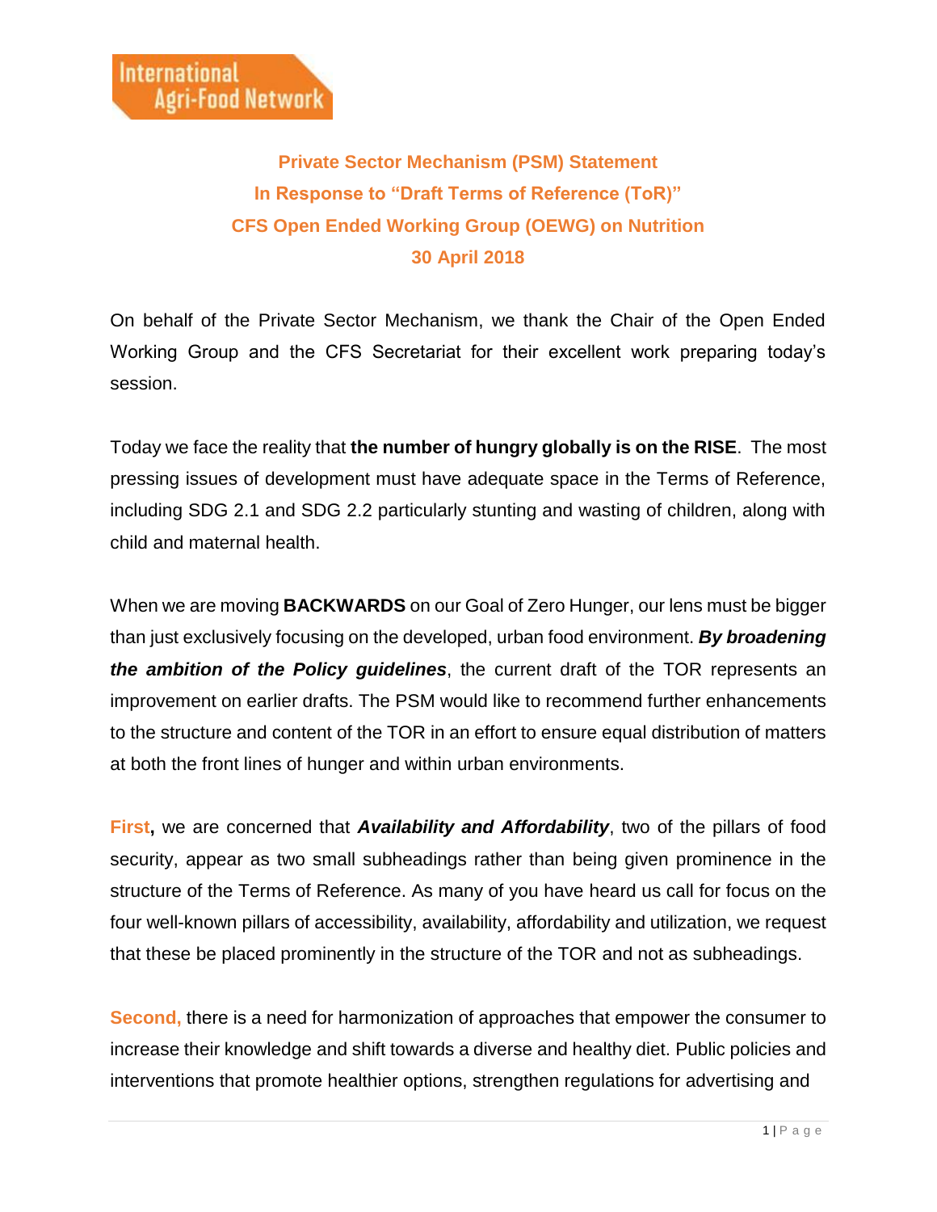International Agri-Food Network

## Private Sector Mechanism (PSM) Statement
## In Response to "Draft Terms of Reference (ToR)"
## CFS Open Ended Working Group (OEWG) on Nutrition
## 30 April 2018

On behalf of the Private Sector Mechanism, we thank the Chair of the Open Ended Working Group and the CFS Secretariat for their excellent work preparing today's session.

Today we face the reality that **the number of hungry globally is on the RISE**. The most pressing issues of development must have adequate space in the Terms of Reference, including SDG 2.1 and SDG 2.2 particularly stunting and wasting of children, along with child and maternal health.

When we are moving **BACKWARDS** on our Goal of Zero Hunger, our lens must be bigger than just exclusively focusing on the developed, urban food environment. ***By broadening the ambition of the Policy guidelines***, the current draft of the TOR represents an improvement on earlier drafts. The PSM would like to recommend further enhancements to the structure and content of the TOR in an effort to ensure equal distribution of matters at both the front lines of hunger and within urban environments.

**First,** we are concerned that ***Availability and Affordability***, two of the pillars of food security, appear as two small subheadings rather than being given prominence in the structure of the Terms of Reference. As many of you have heard us call for focus on the four well-known pillars of accessibility, availability, affordability and utilization, we request that these be placed prominently in the structure of the TOR and not as subheadings.

**Second,** there is a need for harmonization of approaches that empower the consumer to increase their knowledge and shift towards a diverse and healthy diet. Public policies and interventions that promote healthier options, strengthen regulations for advertising and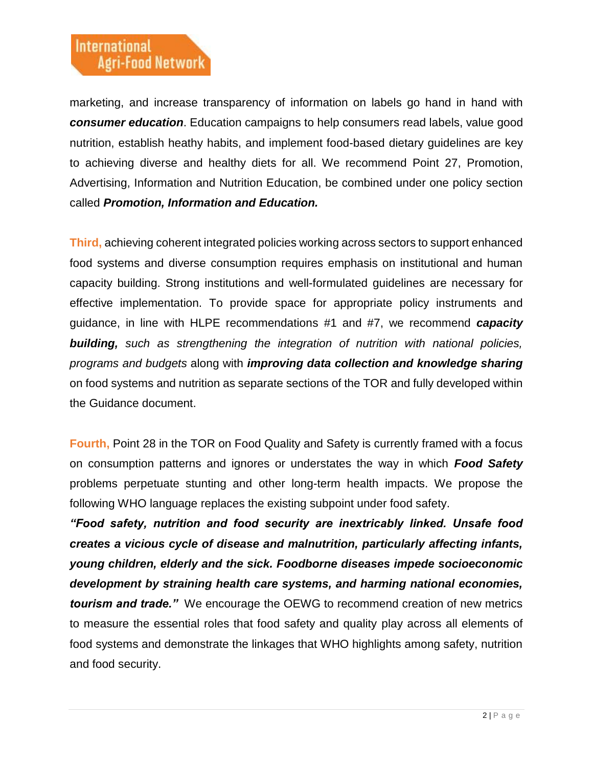marketing, and increase transparency of information on labels go hand in hand with ***consumer education***. Education campaigns to help consumers read labels, value good nutrition, establish heathy habits, and implement food-based dietary guidelines are key to achieving diverse and healthy diets for all. We recommend Point 27, Promotion, Advertising, Information and Nutrition Education, be combined under one policy section called ***Promotion, Information and Education.***

**Third,** achieving coherent integrated policies working across sectors to support enhanced food systems and diverse consumption requires emphasis on institutional and human capacity building. Strong institutions and well-formulated guidelines are necessary for effective implementation. To provide space for appropriate policy instruments and guidance, in line with HLPE recommendations #1 and #7, we recommend ***capacity building,*** *such as strengthening the integration of nutrition with national policies, programs and budgets* along with ***improving data collection and knowledge sharing*** on food systems and nutrition as separate sections of the TOR and fully developed within the Guidance document.

**Fourth,** Point 28 in the TOR on Food Quality and Safety is currently framed with a focus on consumption patterns and ignores or understates the way in which ***Food Safety*** problems perpetuate stunting and other long-term health impacts. We propose the following WHO language replaces the existing subpoint under food safety.
***"Food safety, nutrition and food security are inextricably linked. Unsafe food creates a vicious cycle of disease and malnutrition, particularly affecting infants, young children, elderly and the sick. Foodborne diseases impede socioeconomic development by straining health care systems, and harming national economies, tourism and trade."*** We encourage the OEWG to recommend creation of new metrics to measure the essential roles that food safety and quality play across all elements of food systems and demonstrate the linkages that WHO highlights among safety, nutrition and food security.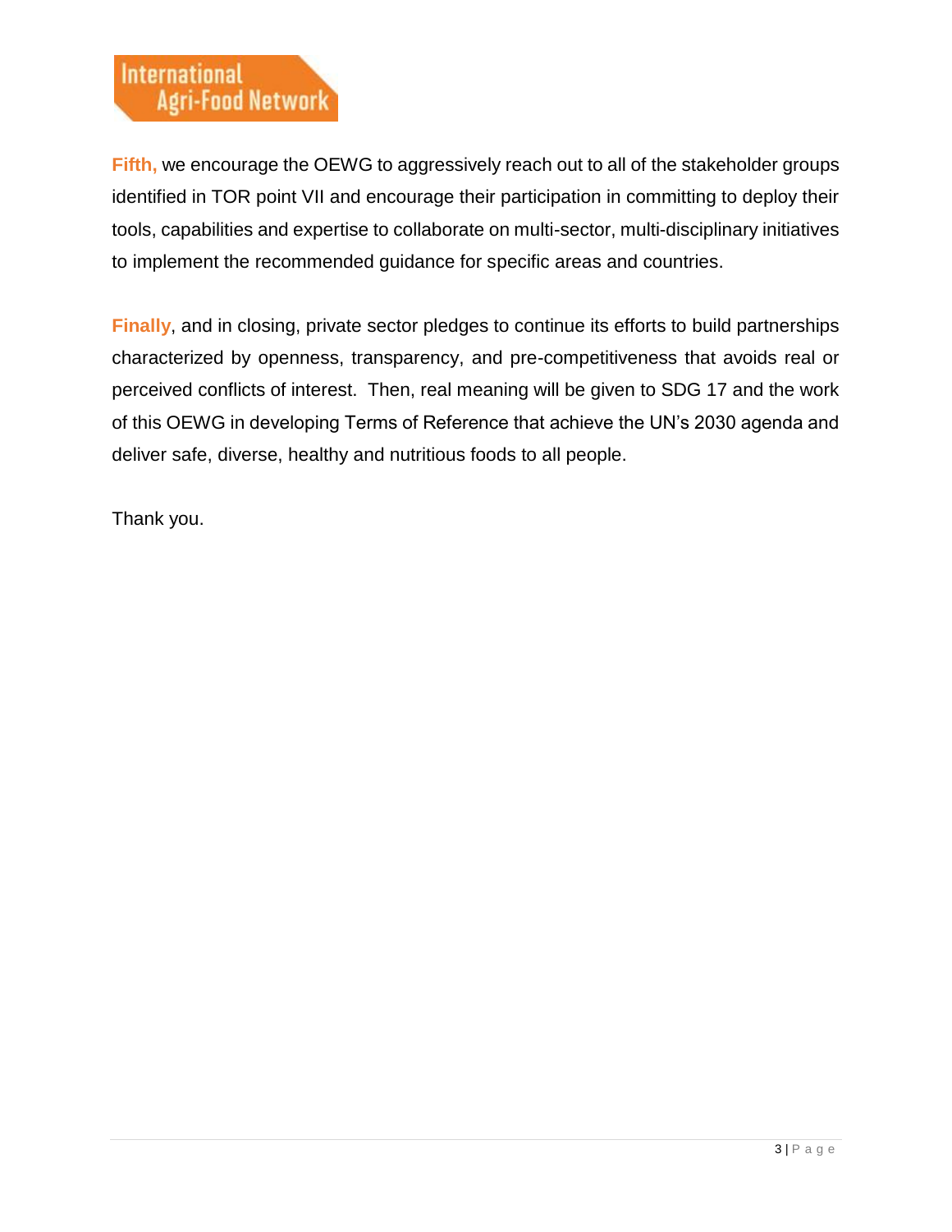**Fifth,** we encourage the OEWG to aggressively reach out to all of the stakeholder groups identified in TOR point VII and encourage their participation in committing to deploy their tools, capabilities and expertise to collaborate on multi-sector, multi-disciplinary initiatives to implement the recommended guidance for specific areas and countries.

**Finally**, and in closing, private sector pledges to continue its efforts to build partnerships characterized by openness, transparency, and pre-competitiveness that avoids real or perceived conflicts of interest. Then, real meaning will be given to SDG 17 and the work of this OEWG in developing Terms of Reference that achieve the UN's 2030 agenda and deliver safe, diverse, healthy and nutritious foods to all people.

Thank you.